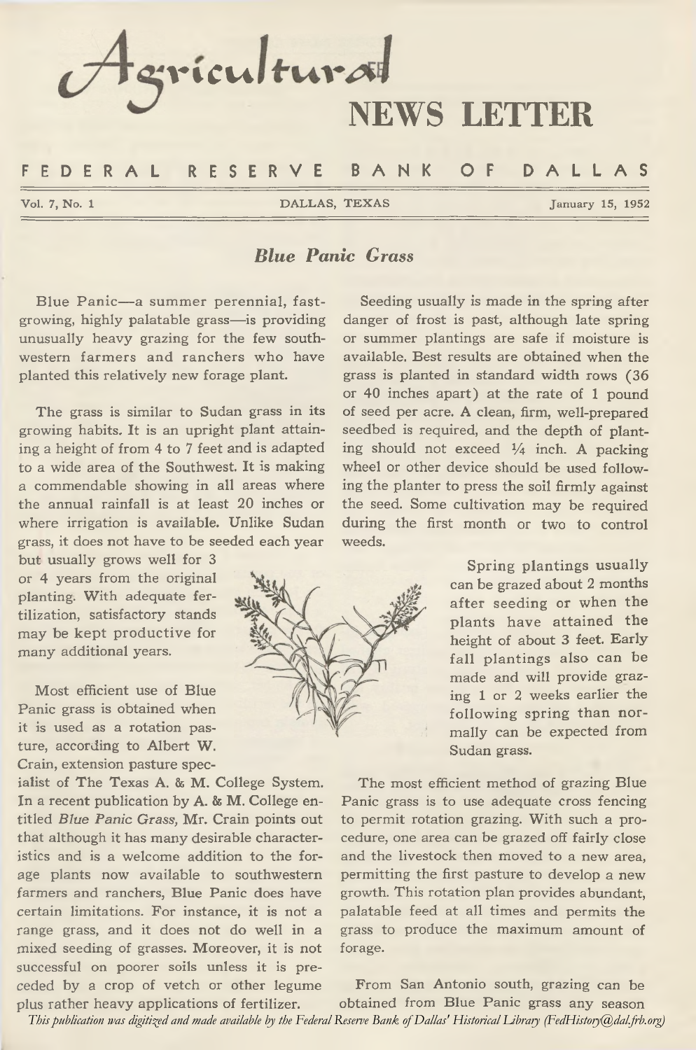# Agricultural NEWS LETTER

FEDERAL RESERVE BANK OF DALLAS

Vol. 7, No. 1 | DALLAS, TEXAS | January 15, 1952

## *Blue Panic Grass*

Blue Panic—a summer perennial, fast-growing, highly palatable grass—is providing unusually heavy grazing for the few southwestern farmers and ranchers who have planted this relatively new forage plant.

The grass is similar to Sudan grass in its growing habits. It is an upright plant attaining a height of from 4 to 7 feet and is adapted to a wide area of the Southwest. It is making a commendable showing in all areas where the annual rainfall is at least 20 inches or where irrigation is available. Unlike Sudan grass, it does not have to be seeded each year but usually grows well for 3 or 4 years from the original planting. With adequate fertilization, satisfactory stands may be kept productive for many additional years.

Most efficient use of Blue Panic grass is obtained when it is used as a rotation pasture, according to Albert W. Crain, extension pasture specialist of The Texas A. & M. College System. In a recent publication by A. & M. College entitled *Blue Panic Grass,* Mr. Crain points out that although it has many desirable characteristics and is a welcome addition to the forage plants now available to southwestern farmers and ranchers, Blue Panic does have certain limitations. For instance, it is not a range grass, and it does not do well in a mixed seeding of grasses. Moreover, it is not successful on poorer soils unless it is preceded by a crop of vetch or other legume plus rather heavy applications of fertilizer.

Seeding usually is made in the spring after danger of frost is past, although late spring or summer plantings are safe if moisture is available. Best results are obtained when the grass is planted in standard width rows (36 or 40 inches apart) at the rate of 1 pound of seed per acre. A clean, firm, well-prepared seedbed is required, and the depth of planting should not exceed 1/4 inch. A packing wheel or other device should be used following the planter to press the soil firmly against the seed. Some cultivation may be required during the first month or two to control weeds.

Spring plantings usually can be grazed about 2 months after seeding or when the plants have attained the height of about 3 feet. Early fall plantings also can be made and will provide grazing 1 or 2 weeks earlier the following spring than normally can be expected from Sudan grass.

The most efficient method of grazing Blue Panic grass is to use adequate cross fencing to permit rotation grazing. With such a procedure, one area can be grazed off fairly close and the livestock then moved to a new area, permitting the first pasture to develop a new growth. This rotation plan provides abundant, palatable feed at all times and permits the grass to produce the maximum amount of forage.

From San Antonio south, grazing can be obtained from Blue Panic grass any season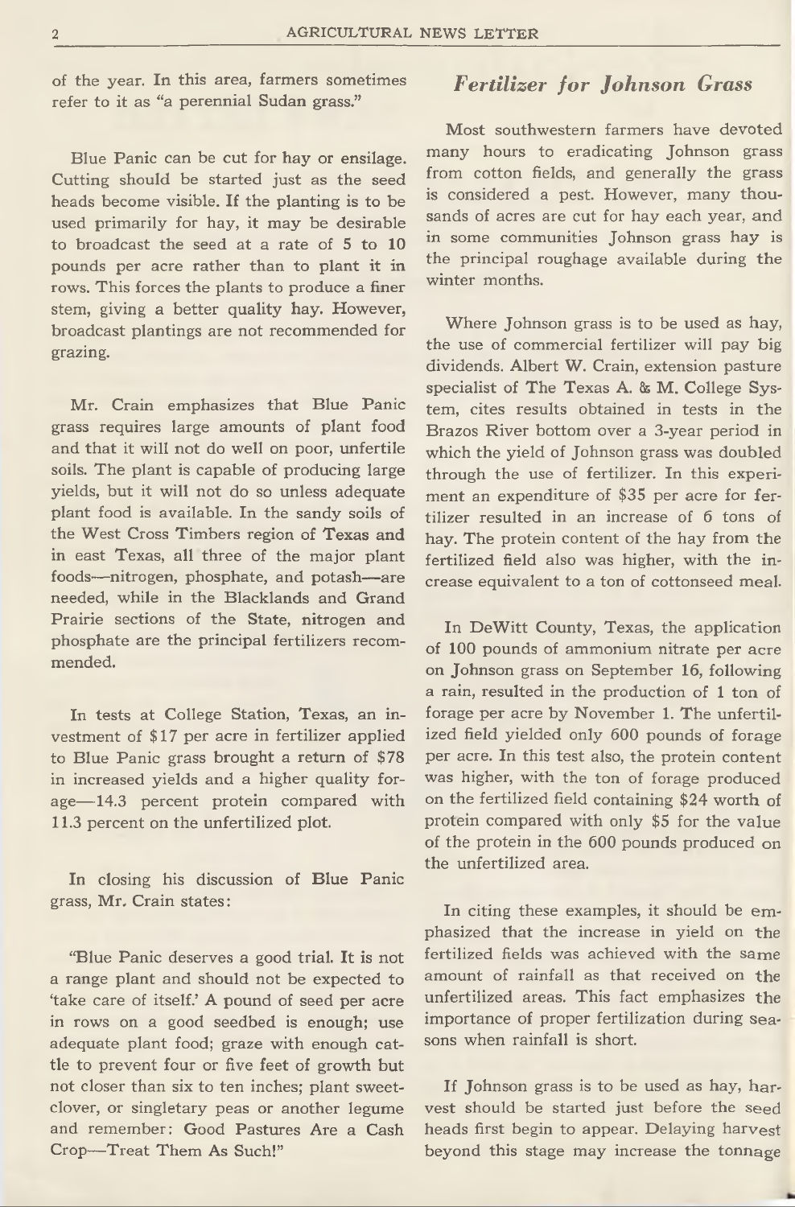of the year. In this area, farmers sometimes refer to it as "a perennial Sudan grass."

Blue Panic can be cut for hay or ensilage. Cutting should be started just as the seed heads become visible. If the planting is to be used primarily for hay, it may be desirable to broadcast the seed at a rate of 5 to 10 pounds per acre rather than to plant it in rows. This forces the plants to produce a finer stem, giving a better quality hay. However, broadcast plantings are not recommended for grazing.

Mr. Crain emphasizes that Blue Panic grass requires large amounts of plant food and that it will not do well on poor, unfertile soils. The plant is capable of producing large yields, but it will not do so unless adequate plant food is available. In the sandy soils of the West Cross Timbers region of Texas and in east Texas, all three of the major plant foods—nitrogen, phosphate, and potash—are needed, while in the Blacklands and Grand Prairie sections of the State, nitrogen and phosphate are the principal fertilizers recommended.

In tests at College Station, Texas, an investment of $17 per acre in fertilizer applied to Blue Panic grass brought a return of $78 in increased yields and a higher quality forage—14.3 percent protein compared with 11.3 percent on the unfertilized plot.

In closing his discussion of Blue Panic grass, Mr. Crain states:

"Blue Panic deserves a good trial. It is not a range plant and should not be expected to 'take care of itself.' A pound of seed per acre in rows on a good seedbed is enough; use adequate plant food; graze with enough cattle to prevent four or five feet of growth but not closer than six to ten inches; plant sweetclover, or singletary peas or another legume and remember: Good Pastures Are a Cash Crop—Treat Them As Such!"

## *Fertilizer for Johnson Grass*

Most southwestern farmers have devoted many hours to eradicating Johnson grass from cotton fields, and generally the grass is considered a pest. However, many thousands of acres are cut for hay each year, and in some communities Johnson grass hay is the principal roughage available during the winter months.

Where Johnson grass is to be used as hay, the use of commercial fertilizer will pay big dividends. Albert W. Crain, extension pasture specialist of The Texas A. & M. College System, cites results obtained in tests in the Brazos River bottom over a 3-year period in which the yield of Johnson grass was doubled through the use of fertilizer. In this experiment an expenditure of $35 per acre for fertilizer resulted in an increase of 6 tons of hay. The protein content of the hay from the fertilized field also was higher, with the increase equivalent to a ton of cottonseed meal.

In DeWitt County, Texas, the application of 100 pounds of ammonium nitrate per acre on Johnson grass on September 16, following a rain, resulted in the production of 1 ton of forage per acre by November 1. The unfertilized field yielded only 600 pounds of forage per acre. In this test also, the protein content was higher, with the ton of forage produced on the fertilized field containing $24 worth of protein compared with only $5 for the value of the protein in the 600 pounds produced on the unfertilized area.

In citing these examples, it should be emphasized that the increase in yield on the fertilized fields was achieved with the same amount of rainfall as that received on the unfertilized areas. This fact emphasizes the importance of proper fertilization during seasons when rainfall is short.

If Johnson grass is to be used as hay, harvest should be started just before the seed heads first begin to appear. Delaying harvest beyond this stage may increase the tonnage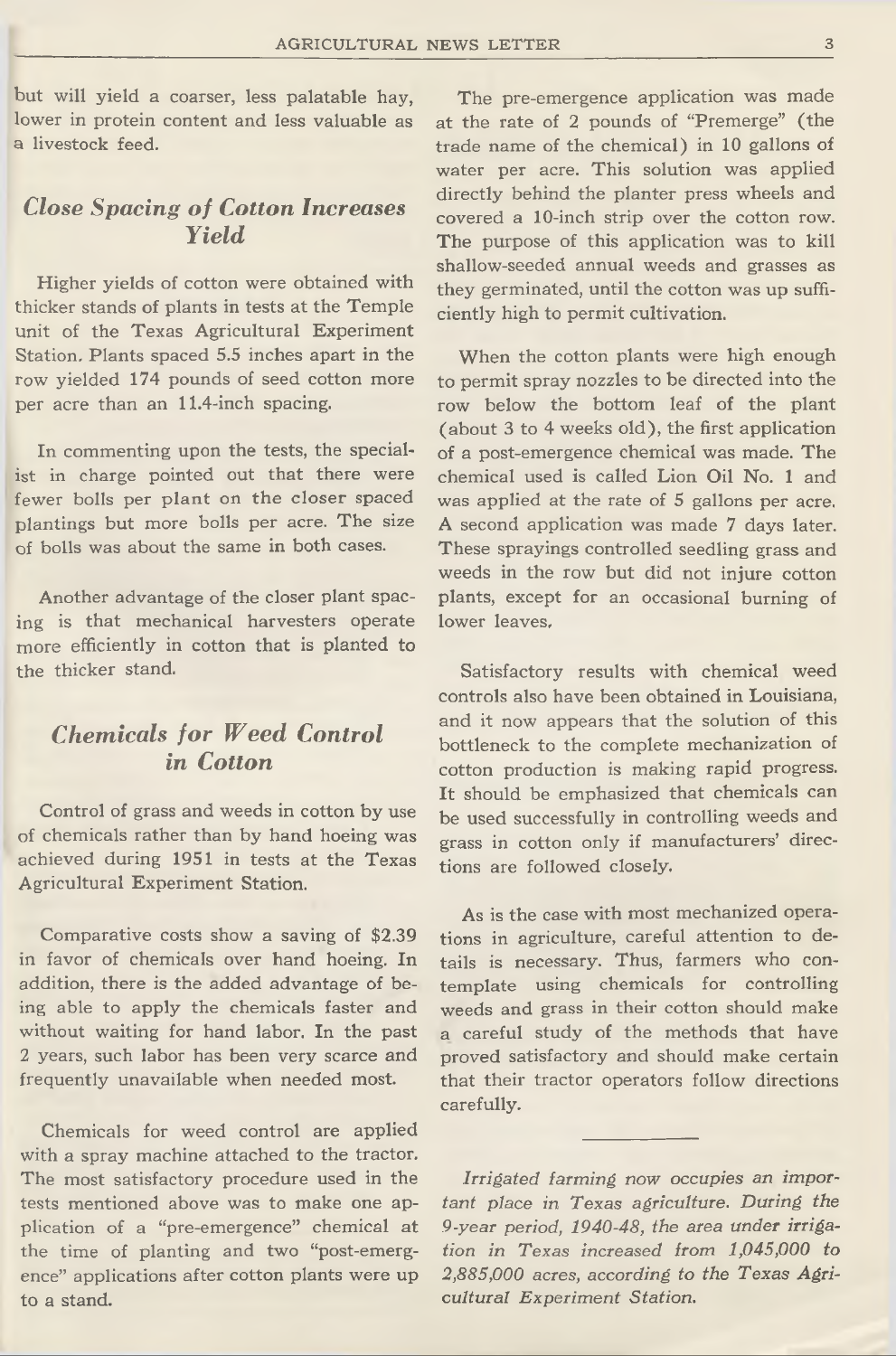but will yield a coarser, less palatable hay, lower in protein content and less valuable as a livestock feed.

## *Close Spacing of Cotton Increases Yield*

Higher yields of cotton were obtained with thicker stands of plants in tests at the Temple unit of the Texas Agricultural Experiment Station. Plants spaced 5.5 inches apart in the row yielded 174 pounds of seed cotton more per acre than an 11.4-inch spacing.

In commenting upon the tests, the specialist in charge pointed out that there were fewer bolls per plant on the closer spaced plantings but more bolls per acre. The size of bolls was about the same in both cases.

Another advantage of the closer plant spacing is that mechanical harvesters operate more efficiently in cotton that is planted to the thicker stand.

## *Chemicals for Weed Control in Cotton*

Control of grass and weeds in cotton by use of chemicals rather than by hand hoeing was achieved during 1951 in tests at the Texas Agricultural Experiment Station.

Comparative costs show a saving of $2.39 in favor of chemicals over hand hoeing. In addition, there is the added advantage of being able to apply the chemicals faster and without waiting for hand labor. In the past 2 years, such labor has been very scarce and frequently unavailable when needed most.

Chemicals for weed control are applied with a spray machine attached to the tractor. The most satisfactory procedure used in the tests mentioned above was to make one application of a "pre-emergence" chemical at the time of planting and two "post-emergence" applications after cotton plants were up to a stand.

The pre-emergence application was made at the rate of 2 pounds of "Premerge" (the trade name of the chemical) in 10 gallons of water per acre. This solution was applied directly behind the planter press wheels and covered a 10-inch strip over the cotton row. The purpose of this application was to kill shallow-seeded annual weeds and grasses as they germinated, until the cotton was up sufficiently high to permit cultivation.

When the cotton plants were high enough to permit spray nozzles to be directed into the row below the bottom leaf of the plant (about 3 to 4 weeks old), the first application of a post-emergence chemical was made. The chemical used is called Lion Oil No. 1 and was applied at the rate of 5 gallons per acre. A second application was made 7 days later. These sprayings controlled seedling grass and weeds in the row but did not injure cotton plants, except for an occasional burning of lower leaves.

Satisfactory results with chemical weed controls also have been obtained in Louisiana, and it now appears that the solution of this bottleneck to the complete mechanization of cotton production is making rapid progress. It should be emphasized that chemicals can be used successfully in controlling weeds and grass in cotton only if manufacturers' directions are followed closely.

As is the case with most mechanized operations in agriculture, careful attention to details is necessary. Thus, farmers who contemplate using chemicals for controlling weeds and grass in their cotton should make a careful study of the methods that have proved satisfactory and should make certain that their tractor operators follow directions carefully.

---

*Irrigated farming now occupies an important place in Texas agriculture. During the 9-year period, 1940-48, the area under irrigation in Texas increased from 1,045,000 to 2,885,000 acres, according to the Texas Agricultural Experiment Station.*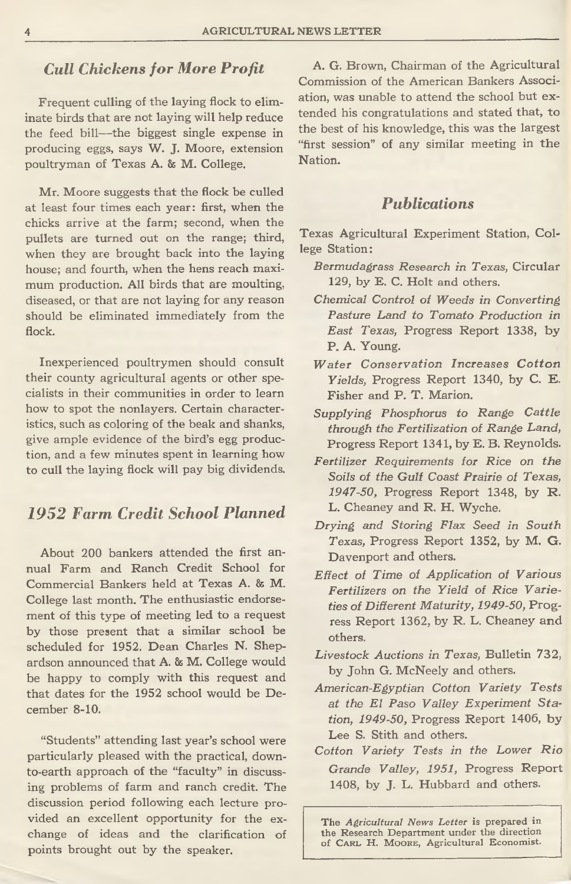## *Cull Chickens for More Profit*

Frequent culling of the laying flock to eliminate birds that are not laying will help reduce the feed bill—the biggest single expense in producing eggs, says W. J. Moore, extension poultryman of Texas A. & M. College.

Mr. Moore suggests that the flock be culled at least four times each year: first, when the chicks arrive at the farm; second, when the pullets are turned out on the range; third, when they are brought back into the laying house; and fourth, when the hens reach maximum production. All birds that are moulting, diseased, or that are not laying for any reason should be eliminated immediately from the flock.

Inexperienced poultrymen should consult their county agricultural agents or other specialists in their communities in order to learn how to spot the nonlayers. Certain characteristics, such as coloring of the beak and shanks, give ample evidence of the bird's egg production, and a few minutes spent in learning how to cull the laying flock will pay big dividends.

## *1952 Farm Credit School Planned*

About 200 bankers attended the first annual Farm and Ranch Credit School for Commercial Bankers held at Texas A. & M. College last month. The enthusiastic endorsement of this type of meeting led to a request by those present that a similar school be scheduled for 1952. Dean Charles N. Shepardson announced that A. & M. College would be happy to comply with this request and that dates for the 1952 school would be December 8-10.

"Students" attending last year's school were particularly pleased with the practical, down-to-earth approach of the "faculty" in discussing problems of farm and ranch credit. The discussion period following each lecture provided an excellent opportunity for the exchange of ideas and the clarification of points brought out by the speaker.

A. G. Brown, Chairman of the Agricultural Commission of the American Bankers Association, was unable to attend the school but extended his congratulations and stated that, to the best of his knowledge, this was the largest "first session" of any similar meeting in the Nation.

## *Publications*

Texas Agricultural Experiment Station, College Station:

- *Bermudagrass Research in Texas,* Circular 129, by E. C. Holt and others.
- *Chemical Control of Weeds in Converting Pasture Land to Tomato Production in East Texas,* Progress Report 1338, by P. A. Young.
- *Water Conservation Increases Cotton Yields,* Progress Report 1340, by C. E. Fisher and P. T. Marion.
- *Supplying Phosphorus to Range Cattle through the Fertilization of Range Land,* Progress Report 1341, by E. B. Reynolds.
- *Fertilizer Requirements for Rice on the Soils of the Gulf Coast Prairie of Texas, 1947-50,* Progress Report 1348, by R. L. Cheaney and R. H. Wyche.
- *Drying and Storing Flax Seed in South Texas,* Progress Report 1352, by M. G. Davenport and others.
- *Effect of Time of Application of Various Fertilizers on the Yield of Rice Varieties of Different Maturity, 1949-50,* Progress Report 1362, by R. L. Cheaney and others.
- *Livestock Auctions in Texas,* Bulletin 732, by John G. McNeely and others.
- *American-Egyptian Cotton Variety Tests at the El Paso Valley Experiment Station, 1949-50,* Progress Report 1406, by Lee S. Stith and others.
- *Cotton Variety Tests in the Lower Rio Grande Valley, 1951,* Progress Report 1408, by J. L. Hubbard and others.

The *Agricultural News Letter* is prepared in the Research Department under the direction of CARL H. MOORE, Agricultural Economist.